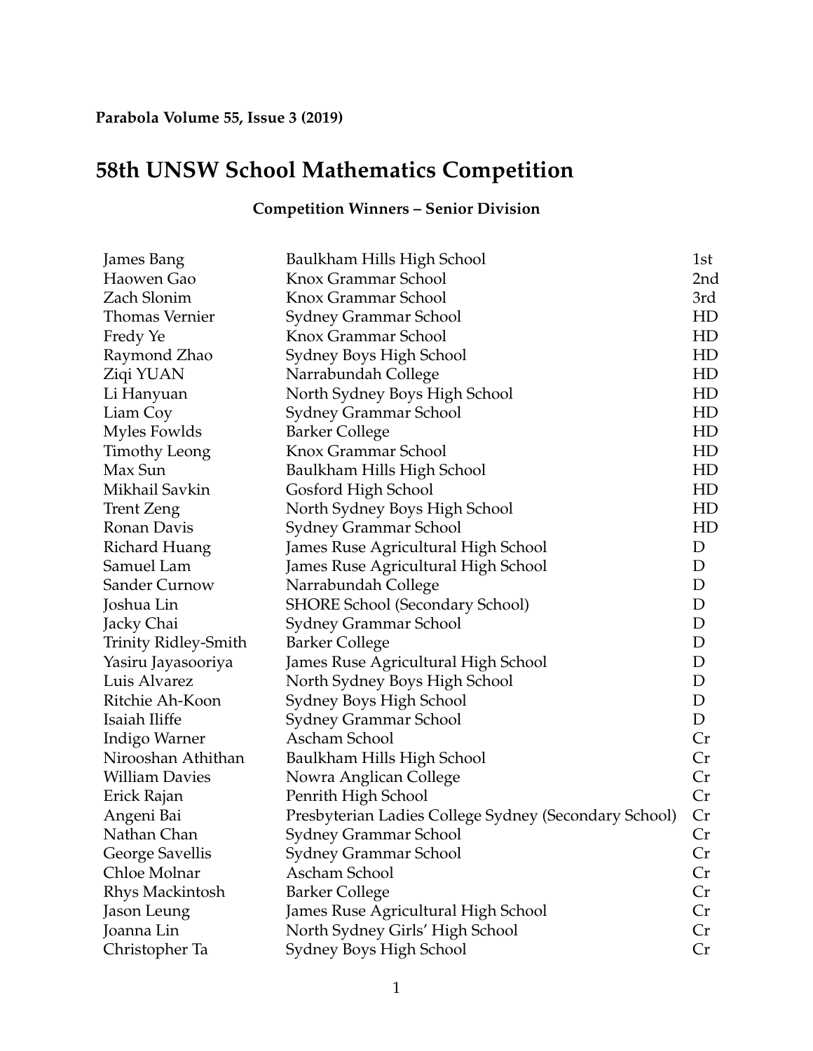**Parabola Volume 55, Issue 3 (2019)**

# 58th UNSW School Mathematics Competition

### Competition Winners – Senior Division

| Name | School | Award |
|---|---|---|
| James Bang | Baulkham Hills High School | 1st |
| Haowen Gao | Knox Grammar School | 2nd |
| Zach Slonim | Knox Grammar School | 3rd |
| Thomas Vernier | Sydney Grammar School | HD |
| Fredy Ye | Knox Grammar School | HD |
| Raymond Zhao | Sydney Boys High School | HD |
| Ziqi YUAN | Narrabundah College | HD |
| Li Hanyuan | North Sydney Boys High School | HD |
| Liam Coy | Sydney Grammar School | HD |
| Myles Fowlds | Barker College | HD |
| Timothy Leong | Knox Grammar School | HD |
| Max Sun | Baulkham Hills High School | HD |
| Mikhail Savkin | Gosford High School | HD |
| Trent Zeng | North Sydney Boys High School | HD |
| Ronan Davis | Sydney Grammar School | HD |
| Richard Huang | James Ruse Agricultural High School | D |
| Samuel Lam | James Ruse Agricultural High School | D |
| Sander Curnow | Narrabundah College | D |
| Joshua Lin | SHORE School (Secondary School) | D |
| Jacky Chai | Sydney Grammar School | D |
| Trinity Ridley-Smith | Barker College | D |
| Yasiru Jayasooriya | James Ruse Agricultural High School | D |
| Luis Alvarez | North Sydney Boys High School | D |
| Ritchie Ah-Koon | Sydney Boys High School | D |
| Isaiah Iliffe | Sydney Grammar School | D |
| Indigo Warner | Ascham School | Cr |
| Nirooshan Athithan | Baulkham Hills High School | Cr |
| William Davies | Nowra Anglican College | Cr |
| Erick Rajan | Penrith High School | Cr |
| Angeni Bai | Presbyterian Ladies College Sydney (Secondary School) | Cr |
| Nathan Chan | Sydney Grammar School | Cr |
| George Savellis | Sydney Grammar School | Cr |
| Chloe Molnar | Ascham School | Cr |
| Rhys Mackintosh | Barker College | Cr |
| Jason Leung | James Ruse Agricultural High School | Cr |
| Joanna Lin | North Sydney Girls' High School | Cr |
| Christopher Ta | Sydney Boys High School | Cr |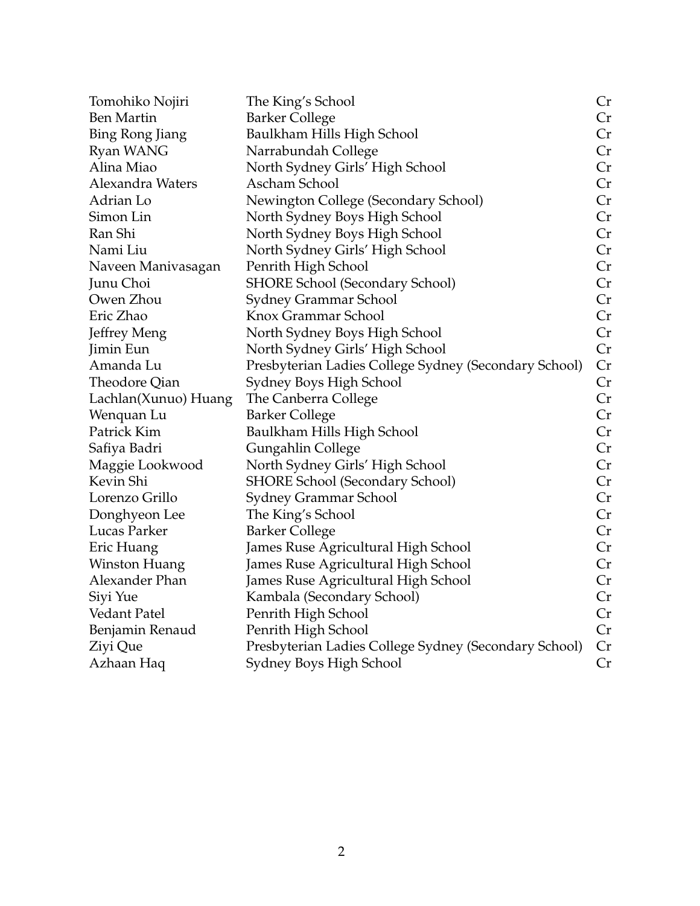| | | |
|---|---|---|
| Tomohiko Nojiri | The King's School | Cr |
| Ben Martin | Barker College | Cr |
| Bing Rong Jiang | Baulkham Hills High School | Cr |
| Ryan WANG | Narrabundah College | Cr |
| Alina Miao | North Sydney Girls' High School | Cr |
| Alexandra Waters | Ascham School | Cr |
| Adrian Lo | Newington College (Secondary School) | Cr |
| Simon Lin | North Sydney Boys High School | Cr |
| Ran Shi | North Sydney Boys High School | Cr |
| Nami Liu | North Sydney Girls' High School | Cr |
| Naveen Manivasagan | Penrith High School | Cr |
| Junu Choi | SHORE School (Secondary School) | Cr |
| Owen Zhou | Sydney Grammar School | Cr |
| Eric Zhao | Knox Grammar School | Cr |
| Jeffrey Meng | North Sydney Boys High School | Cr |
| Jimin Eun | North Sydney Girls' High School | Cr |
| Amanda Lu | Presbyterian Ladies College Sydney (Secondary School) | Cr |
| Theodore Qian | Sydney Boys High School | Cr |
| Lachlan(Xunuo) Huang | The Canberra College | Cr |
| Wenquan Lu | Barker College | Cr |
| Patrick Kim | Baulkham Hills High School | Cr |
| Safiya Badri | Gungahlin College | Cr |
| Maggie Lookwood | North Sydney Girls' High School | Cr |
| Kevin Shi | SHORE School (Secondary School) | Cr |
| Lorenzo Grillo | Sydney Grammar School | Cr |
| Donghyeon Lee | The King's School | Cr |
| Lucas Parker | Barker College | Cr |
| Eric Huang | James Ruse Agricultural High School | Cr |
| Winston Huang | James Ruse Agricultural High School | Cr |
| Alexander Phan | James Ruse Agricultural High School | Cr |
| Siyi Yue | Kambala (Secondary School) | Cr |
| Vedant Patel | Penrith High School | Cr |
| Benjamin Renaud | Penrith High School | Cr |
| Ziyi Que | Presbyterian Ladies College Sydney (Secondary School) | Cr |
| Azhaan Haq | Sydney Boys High School | Cr |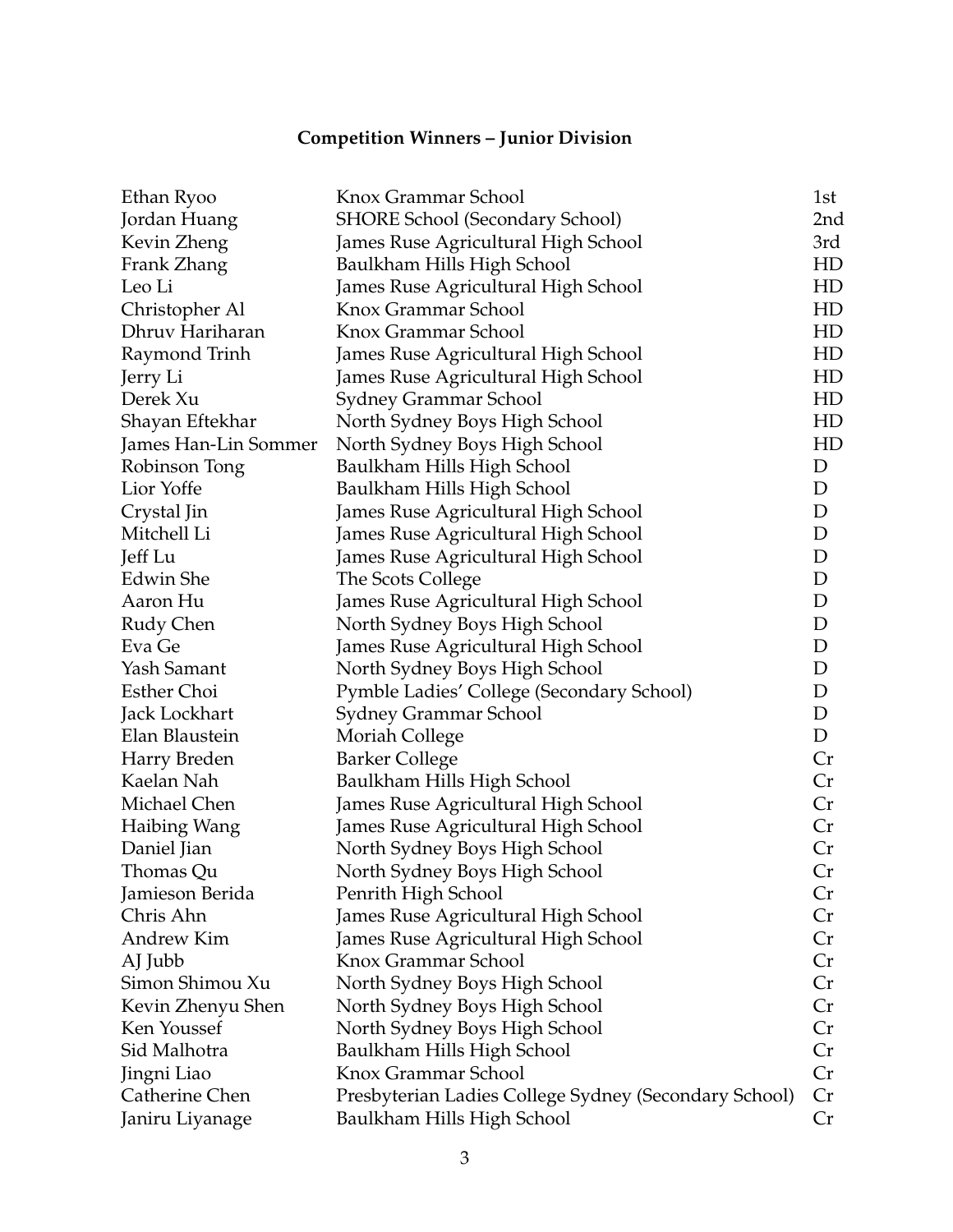# Competition Winners – Junior Division

| Name | School | Award |
|---|---|---|
| Ethan Ryoo | Knox Grammar School | 1st |
| Jordan Huang | SHORE School (Secondary School) | 2nd |
| Kevin Zheng | James Ruse Agricultural High School | 3rd |
| Frank Zhang | Baulkham Hills High School | HD |
| Leo Li | James Ruse Agricultural High School | HD |
| Christopher Al | Knox Grammar School | HD |
| Dhruv Hariharan | Knox Grammar School | HD |
| Raymond Trinh | James Ruse Agricultural High School | HD |
| Jerry Li | James Ruse Agricultural High School | HD |
| Derek Xu | Sydney Grammar School | HD |
| Shayan Eftekhar | North Sydney Boys High School | HD |
| James Han-Lin Sommer | North Sydney Boys High School | HD |
| Robinson Tong | Baulkham Hills High School | D |
| Lior Yoffe | Baulkham Hills High School | D |
| Crystal Jin | James Ruse Agricultural High School | D |
| Mitchell Li | James Ruse Agricultural High School | D |
| Jeff Lu | James Ruse Agricultural High School | D |
| Edwin She | The Scots College | D |
| Aaron Hu | James Ruse Agricultural High School | D |
| Rudy Chen | North Sydney Boys High School | D |
| Eva Ge | James Ruse Agricultural High School | D |
| Yash Samant | North Sydney Boys High School | D |
| Esther Choi | Pymble Ladies' College (Secondary School) | D |
| Jack Lockhart | Sydney Grammar School | D |
| Elan Blaustein | Moriah College | D |
| Harry Breden | Barker College | Cr |
| Kaelan Nah | Baulkham Hills High School | Cr |
| Michael Chen | James Ruse Agricultural High School | Cr |
| Haibing Wang | James Ruse Agricultural High School | Cr |
| Daniel Jian | North Sydney Boys High School | Cr |
| Thomas Qu | North Sydney Boys High School | Cr |
| Jamieson Berida | Penrith High School | Cr |
| Chris Ahn | James Ruse Agricultural High School | Cr |
| Andrew Kim | James Ruse Agricultural High School | Cr |
| AJ Jubb | Knox Grammar School | Cr |
| Simon Shimou Xu | North Sydney Boys High School | Cr |
| Kevin Zhenyu Shen | North Sydney Boys High School | Cr |
| Ken Youssef | North Sydney Boys High School | Cr |
| Sid Malhotra | Baulkham Hills High School | Cr |
| Jingni Liao | Knox Grammar School | Cr |
| Catherine Chen | Presbyterian Ladies College Sydney (Secondary School) | Cr |
| Janiru Liyanage | Baulkham Hills High School | Cr |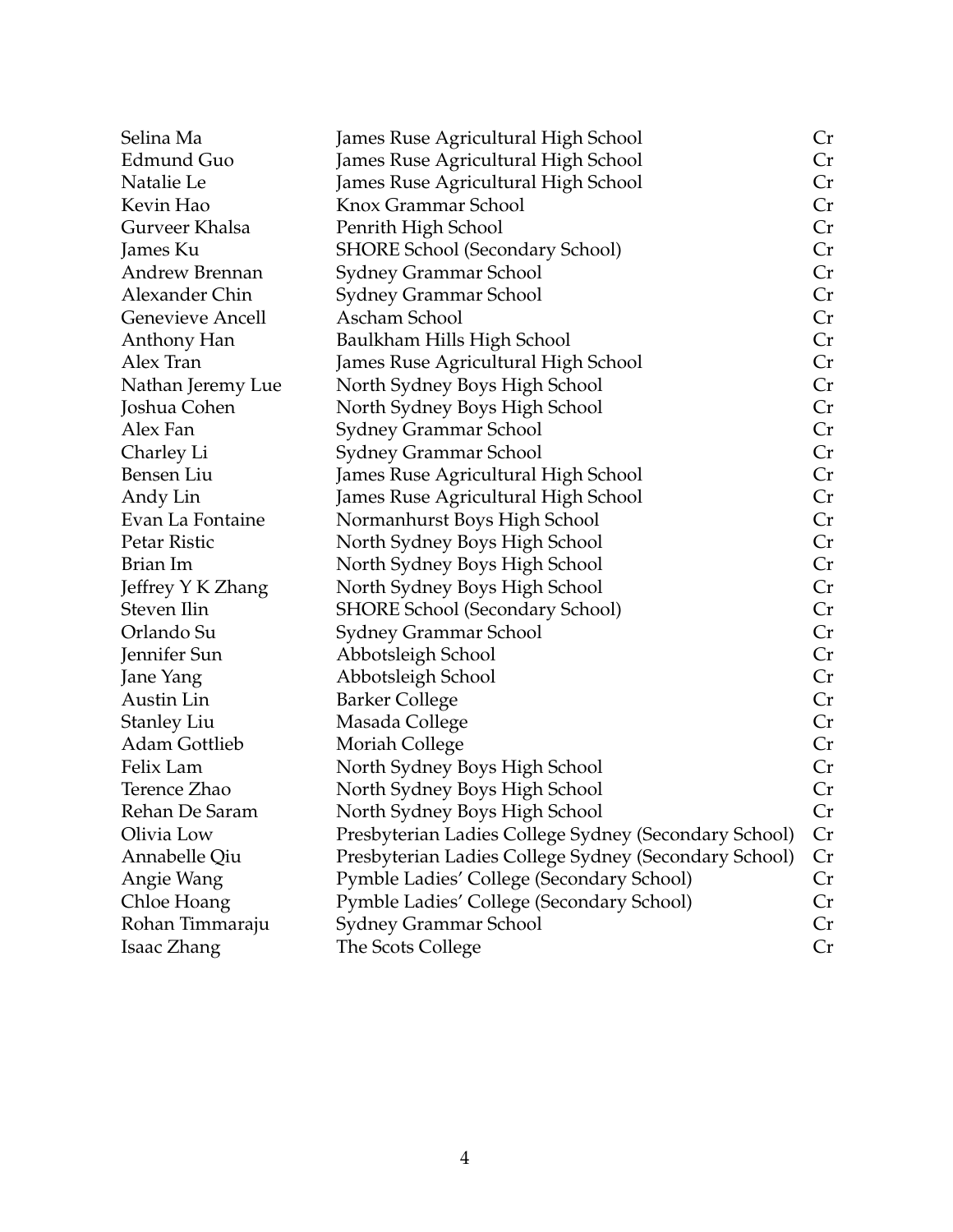| | | |
|---|---|---|
| Selina Ma | James Ruse Agricultural High School | Cr |
| Edmund Guo | James Ruse Agricultural High School | Cr |
| Natalie Le | James Ruse Agricultural High School | Cr |
| Kevin Hao | Knox Grammar School | Cr |
| Gurveer Khalsa | Penrith High School | Cr |
| James Ku | SHORE School (Secondary School) | Cr |
| Andrew Brennan | Sydney Grammar School | Cr |
| Alexander Chin | Sydney Grammar School | Cr |
| Genevieve Ancell | Ascham School | Cr |
| Anthony Han | Baulkham Hills High School | Cr |
| Alex Tran | James Ruse Agricultural High School | Cr |
| Nathan Jeremy Lue | North Sydney Boys High School | Cr |
| Joshua Cohen | North Sydney Boys High School | Cr |
| Alex Fan | Sydney Grammar School | Cr |
| Charley Li | Sydney Grammar School | Cr |
| Bensen Liu | James Ruse Agricultural High School | Cr |
| Andy Lin | James Ruse Agricultural High School | Cr |
| Evan La Fontaine | Normanhurst Boys High School | Cr |
| Petar Ristic | North Sydney Boys High School | Cr |
| Brian Im | North Sydney Boys High School | Cr |
| Jeffrey Y K Zhang | North Sydney Boys High School | Cr |
| Steven Ilin | SHORE School (Secondary School) | Cr |
| Orlando Su | Sydney Grammar School | Cr |
| Jennifer Sun | Abbotsleigh School | Cr |
| Jane Yang | Abbotsleigh School | Cr |
| Austin Lin | Barker College | Cr |
| Stanley Liu | Masada College | Cr |
| Adam Gottlieb | Moriah College | Cr |
| Felix Lam | North Sydney Boys High School | Cr |
| Terence Zhao | North Sydney Boys High School | Cr |
| Rehan De Saram | North Sydney Boys High School | Cr |
| Olivia Low | Presbyterian Ladies College Sydney (Secondary School) | Cr |
| Annabelle Qiu | Presbyterian Ladies College Sydney (Secondary School) | Cr |
| Angie Wang | Pymble Ladies' College (Secondary School) | Cr |
| Chloe Hoang | Pymble Ladies' College (Secondary School) | Cr |
| Rohan Timmaraju | Sydney Grammar School | Cr |
| Isaac Zhang | The Scots College | Cr |